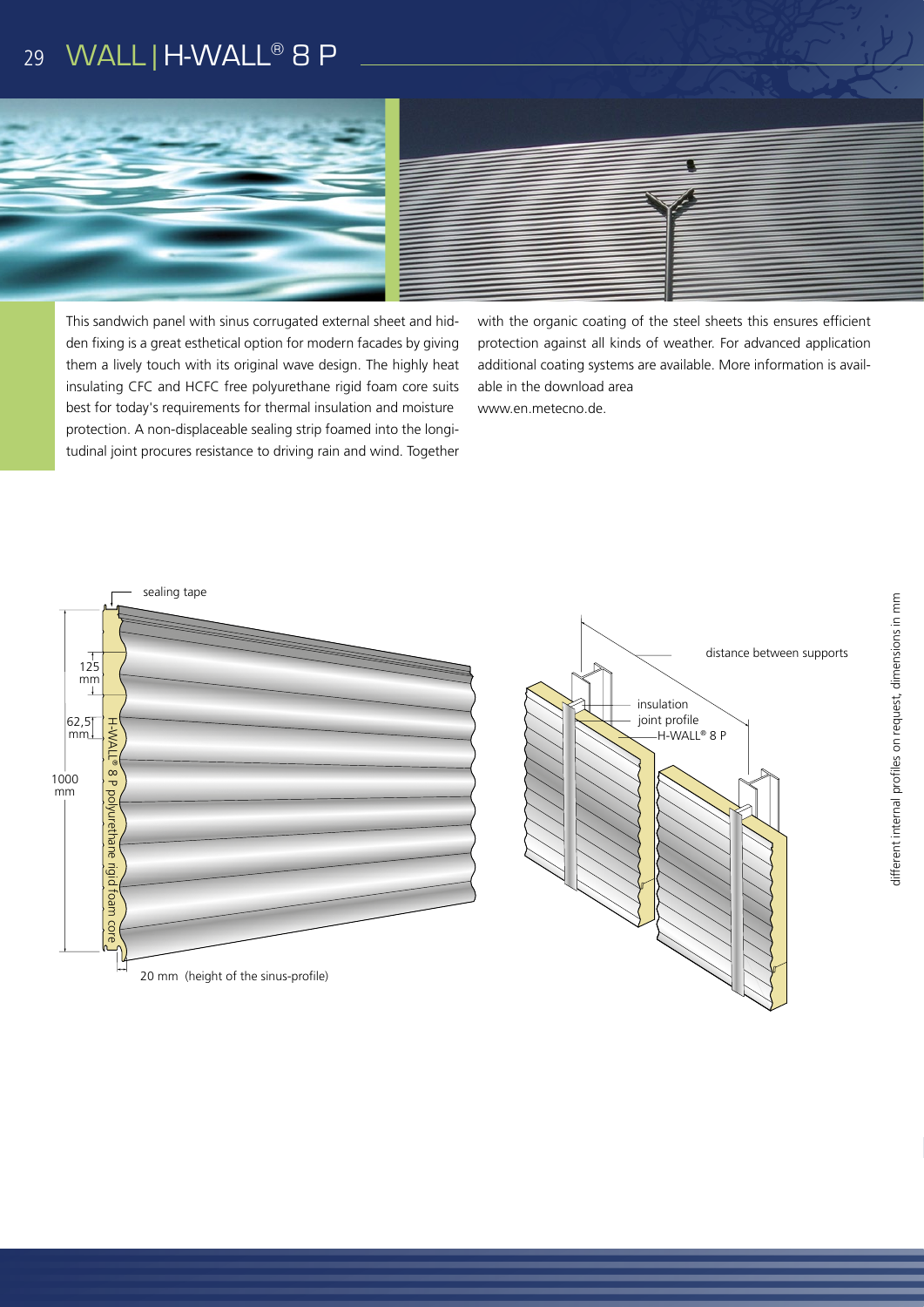# WALL | H-WALL® 8 P

This sandwich panel with sinus corrugated external sheet and hidden fixing is a great esthetical option for modern facades by giving them a lively touch with its original wave design. The highly heat insulating CFC and HCFC free polyurethane rigid foam core suits best for today's requirements for thermal insulation and moisture protection. A non-displaceable sealing strip foamed into the longitudinal joint procures resistance to driving rain and wind. Together with the organic coating of the steel sheets this ensures efficient protection against all kinds of weather. For advanced application additional coating systems are available. More information is available in the download area www.en.metecno.de.

sealing tape

125 mm

62,5 mm

1000 mm

H-WALL® 8 P polyurethane rigid foam core

20 mm (height of the sinus-profile)

distance between supports

insulation

joint profile

H-WALL® 8 P

different internal profiles on request, dimensions in mm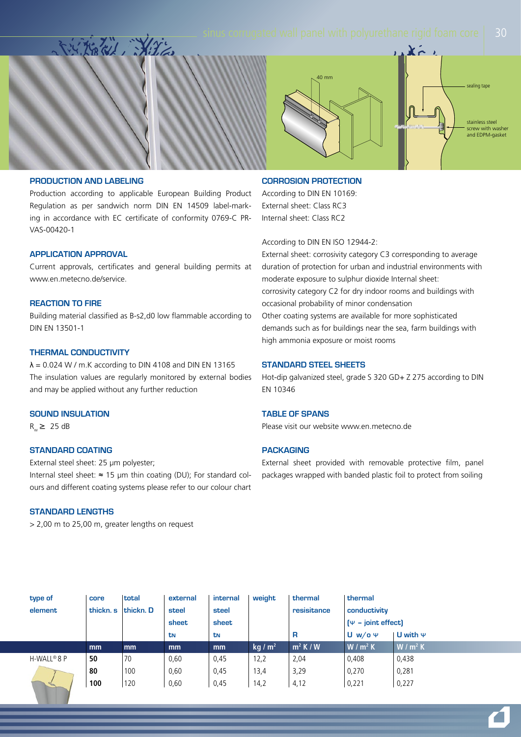sinus corrugated wall panel with polyurethane rigid foam core

40 mm

sealing tape

stainless steel screw with washer and EDPM-gasket

### PRODUCTION AND LABELING

Production according to applicable European Building Product Regulation as per sandwich norm DIN EN 14509 label-marking in accordance with EC certificate of conformity 0769-C PR-VAS-00420-1

### APPLICATION APPROVAL

Current approvals, certificates and general building permits at www.en.metecno.de/service.

### REACTION TO FIRE

Building material classified as B-s2,d0 low flammable according to DIN EN 13501-1

### THERMAL CONDUCTIVITY

$\lambda$ = 0.024 W / m.K according to DIN 4108 and DIN EN 13165
The insulation values are regularly monitored by external bodies and may be applied without any further reduction

### SOUND INSULATION

$R_w \geq$ 25 dB

### STANDARD COATING

External steel sheet: 25 µm polyester;
Internal steel sheet: ≈ 15 µm thin coating (DU); For standard colours and different coating systems please refer to our colour chart

### STANDARD LENGTHS

> 2,00 m to 25,00 m, greater lengths on request

### CORROSION PROTECTION

According to DIN EN 10169:
External sheet: Class RC3
Internal sheet: Class RC2

According to DIN EN ISO 12944-2:
External sheet: corrosivity category C3 corresponding to average duration of protection for urban and industrial environments with moderate exposure to sulphur dioxide Internal sheet:
corrosivity category C2 for dry indoor rooms and buildings with occasional probability of minor condensation
Other coating systems are available for more sophisticated demands such as for buildings near the sea, farm buildings with high ammonia exposure or moist rooms

### STANDARD STEEL SHEETS

Hot-dip galvanized steel, grade S 320 GD+ Z 275 according to DIN EN 10346

### TABLE OF SPANS

Please visit our website www.en.metecno.de

### PACKAGING

External sheet provided with removable protective film, panel packages wrapped with banded plastic foil to protect from soiling

| type of element | core thickn. s | total thickn. D | external steel sheet $t_N$ | internal steel sheet $t_N$ | weight | thermal resisitance R | thermal conductivity (Ψ – joint effect) U w/o Ψ | U with Ψ |
|---|---|---|---|---|---|---|---|---|
| | mm | mm | mm | mm | kg / m² | m² K / W | W / m² K | W / m² K |
| H-WALL® 8 P | **50** | 70 | 0,60 | 0,45 | 12,2 | 2,04 | 0,408 | 0,438 |
| | **80** | 100 | 0,60 | 0,45 | 13,4 | 3,29 | 0,270 | 0,281 |
| | **100** | 120 | 0,60 | 0,45 | 14,2 | 4,12 | 0,221 | 0,227 |